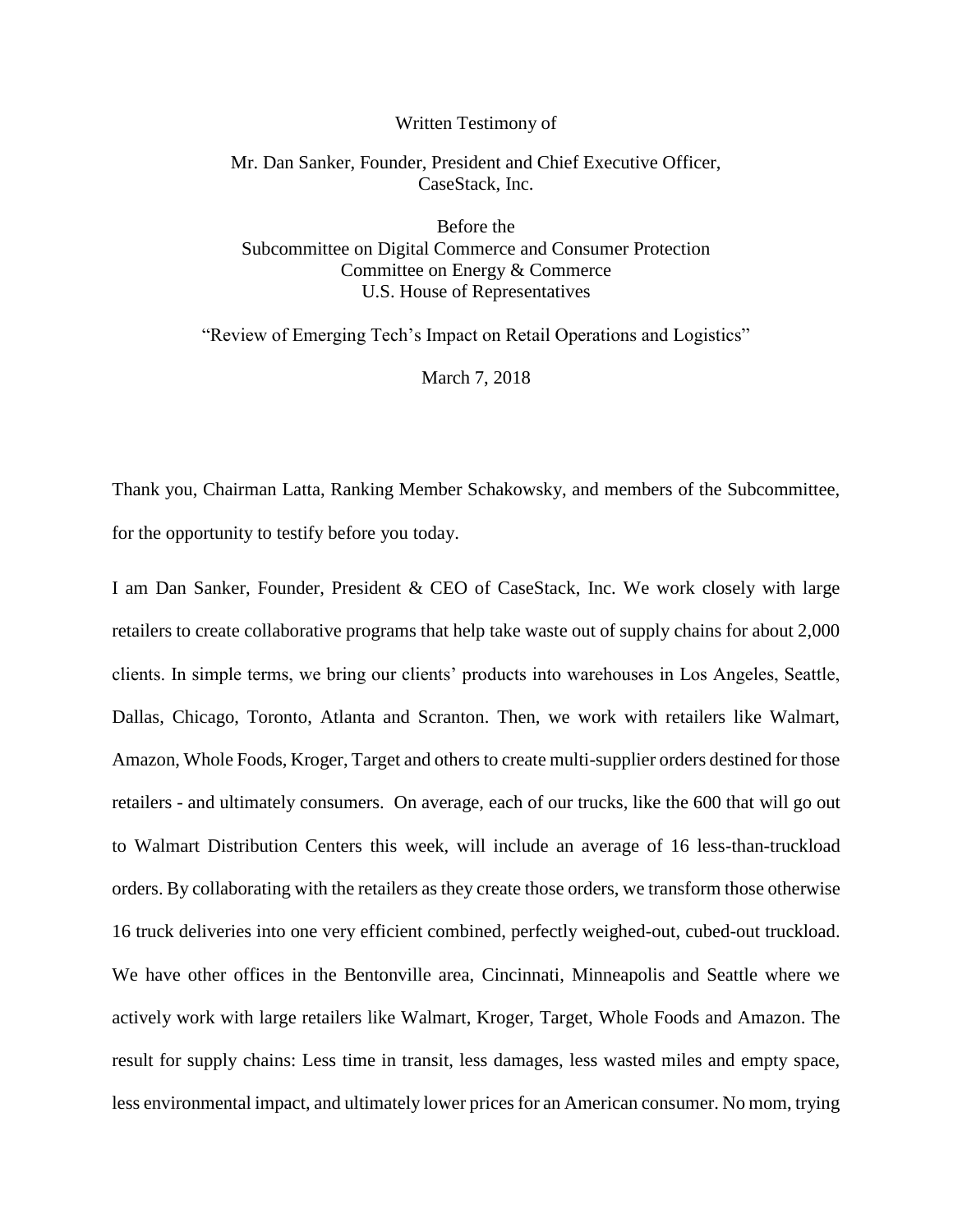Written Testimony of

Mr. Dan Sanker, Founder, President and Chief Executive Officer, CaseStack, Inc.

Before the
Subcommittee on Digital Commerce and Consumer Protection
Committee on Energy & Commerce
U.S. House of Representatives

"Review of Emerging Tech's Impact on Retail Operations and Logistics"

March 7, 2018

Thank you, Chairman Latta, Ranking Member Schakowsky, and members of the Subcommittee, for the opportunity to testify before you today.

I am Dan Sanker, Founder, President & CEO of CaseStack, Inc. We work closely with large retailers to create collaborative programs that help take waste out of supply chains for about 2,000 clients. In simple terms, we bring our clients' products into warehouses in Los Angeles, Seattle, Dallas, Chicago, Toronto, Atlanta and Scranton. Then, we work with retailers like Walmart, Amazon, Whole Foods, Kroger, Target and others to create multi-supplier orders destined for those retailers - and ultimately consumers. On average, each of our trucks, like the 600 that will go out to Walmart Distribution Centers this week, will include an average of 16 less-than-truckload orders. By collaborating with the retailers as they create those orders, we transform those otherwise 16 truck deliveries into one very efficient combined, perfectly weighed-out, cubed-out truckload. We have other offices in the Bentonville area, Cincinnati, Minneapolis and Seattle where we actively work with large retailers like Walmart, Kroger, Target, Whole Foods and Amazon. The result for supply chains: Less time in transit, less damages, less wasted miles and empty space, less environmental impact, and ultimately lower prices for an American consumer. No mom, trying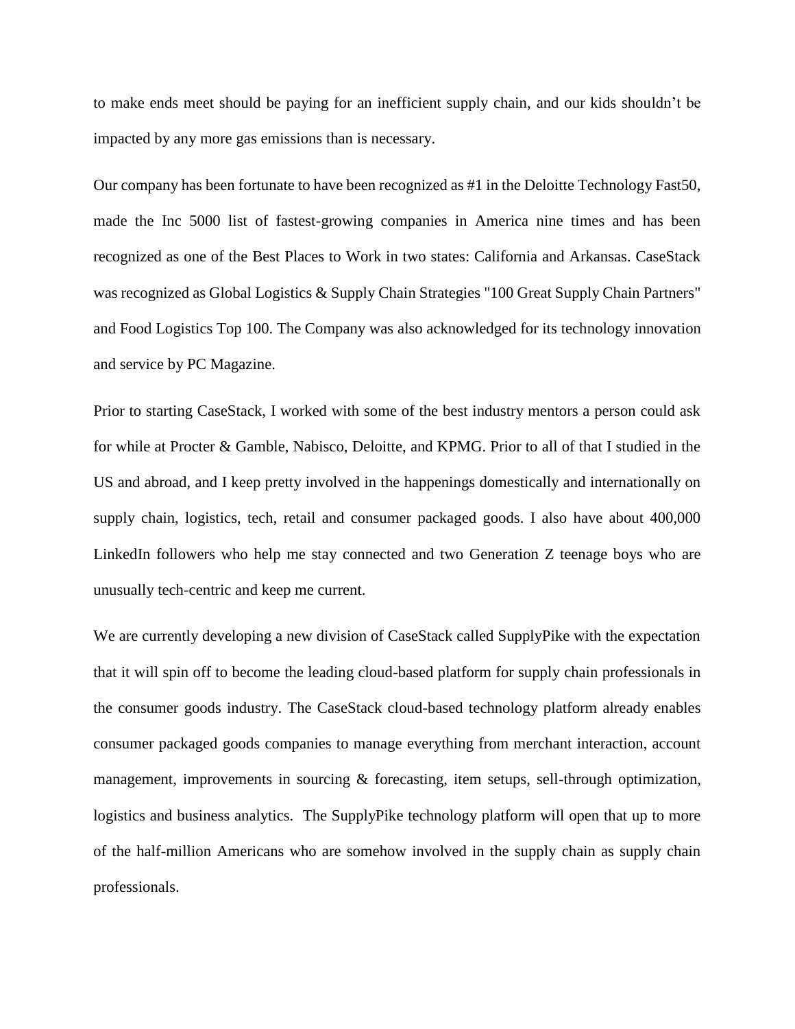to make ends meet should be paying for an inefficient supply chain, and our kids shouldn't be impacted by any more gas emissions than is necessary.

Our company has been fortunate to have been recognized as #1 in the Deloitte Technology Fast50, made the Inc 5000 list of fastest-growing companies in America nine times and has been recognized as one of the Best Places to Work in two states: California and Arkansas. CaseStack was recognized as Global Logistics & Supply Chain Strategies "100 Great Supply Chain Partners" and Food Logistics Top 100. The Company was also acknowledged for its technology innovation and service by PC Magazine.

Prior to starting CaseStack, I worked with some of the best industry mentors a person could ask for while at Procter & Gamble, Nabisco, Deloitte, and KPMG. Prior to all of that I studied in the US and abroad, and I keep pretty involved in the happenings domestically and internationally on supply chain, logistics, tech, retail and consumer packaged goods. I also have about 400,000 LinkedIn followers who help me stay connected and two Generation Z teenage boys who are unusually tech-centric and keep me current.

We are currently developing a new division of CaseStack called SupplyPike with the expectation that it will spin off to become the leading cloud-based platform for supply chain professionals in the consumer goods industry. The CaseStack cloud-based technology platform already enables consumer packaged goods companies to manage everything from merchant interaction, account management, improvements in sourcing & forecasting, item setups, sell-through optimization, logistics and business analytics. The SupplyPike technology platform will open that up to more of the half-million Americans who are somehow involved in the supply chain as supply chain professionals.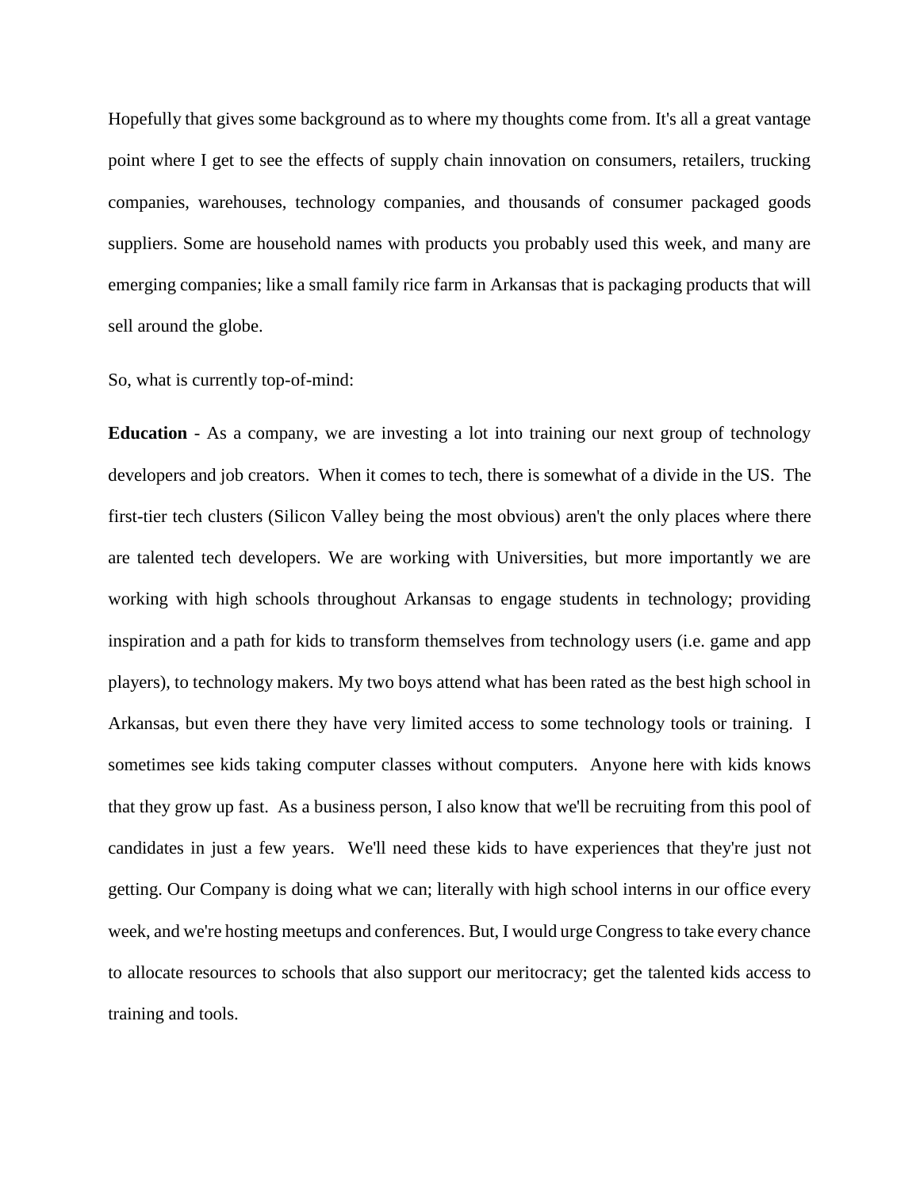Hopefully that gives some background as to where my thoughts come from. It's all a great vantage point where I get to see the effects of supply chain innovation on consumers, retailers, trucking companies, warehouses, technology companies, and thousands of consumer packaged goods suppliers. Some are household names with products you probably used this week, and many are emerging companies; like a small family rice farm in Arkansas that is packaging products that will sell around the globe.

So, what is currently top-of-mind:

**Education** - As a company, we are investing a lot into training our next group of technology developers and job creators. When it comes to tech, there is somewhat of a divide in the US. The first-tier tech clusters (Silicon Valley being the most obvious) aren't the only places where there are talented tech developers. We are working with Universities, but more importantly we are working with high schools throughout Arkansas to engage students in technology; providing inspiration and a path for kids to transform themselves from technology users (i.e. game and app players), to technology makers. My two boys attend what has been rated as the best high school in Arkansas, but even there they have very limited access to some technology tools or training. I sometimes see kids taking computer classes without computers. Anyone here with kids knows that they grow up fast. As a business person, I also know that we'll be recruiting from this pool of candidates in just a few years. We'll need these kids to have experiences that they're just not getting. Our Company is doing what we can; literally with high school interns in our office every week, and we're hosting meetups and conferences. But, I would urge Congress to take every chance to allocate resources to schools that also support our meritocracy; get the talented kids access to training and tools.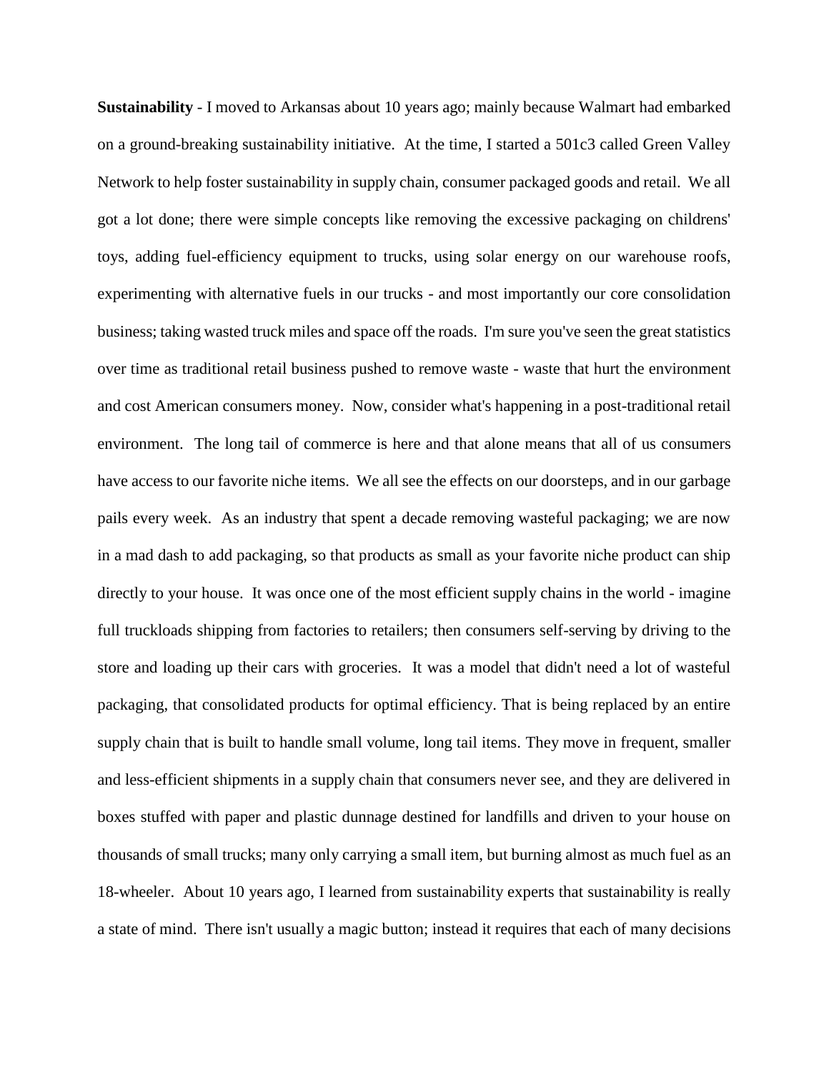**Sustainability** - I moved to Arkansas about 10 years ago; mainly because Walmart had embarked on a ground-breaking sustainability initiative. At the time, I started a 501c3 called Green Valley Network to help foster sustainability in supply chain, consumer packaged goods and retail. We all got a lot done; there were simple concepts like removing the excessive packaging on childrens' toys, adding fuel-efficiency equipment to trucks, using solar energy on our warehouse roofs, experimenting with alternative fuels in our trucks - and most importantly our core consolidation business; taking wasted truck miles and space off the roads. I'm sure you've seen the great statistics over time as traditional retail business pushed to remove waste - waste that hurt the environment and cost American consumers money. Now, consider what's happening in a post-traditional retail environment. The long tail of commerce is here and that alone means that all of us consumers have access to our favorite niche items. We all see the effects on our doorsteps, and in our garbage pails every week. As an industry that spent a decade removing wasteful packaging; we are now in a mad dash to add packaging, so that products as small as your favorite niche product can ship directly to your house. It was once one of the most efficient supply chains in the world - imagine full truckloads shipping from factories to retailers; then consumers self-serving by driving to the store and loading up their cars with groceries. It was a model that didn't need a lot of wasteful packaging, that consolidated products for optimal efficiency. That is being replaced by an entire supply chain that is built to handle small volume, long tail items. They move in frequent, smaller and less-efficient shipments in a supply chain that consumers never see, and they are delivered in boxes stuffed with paper and plastic dunnage destined for landfills and driven to your house on thousands of small trucks; many only carrying a small item, but burning almost as much fuel as an 18-wheeler. About 10 years ago, I learned from sustainability experts that sustainability is really a state of mind. There isn't usually a magic button; instead it requires that each of many decisions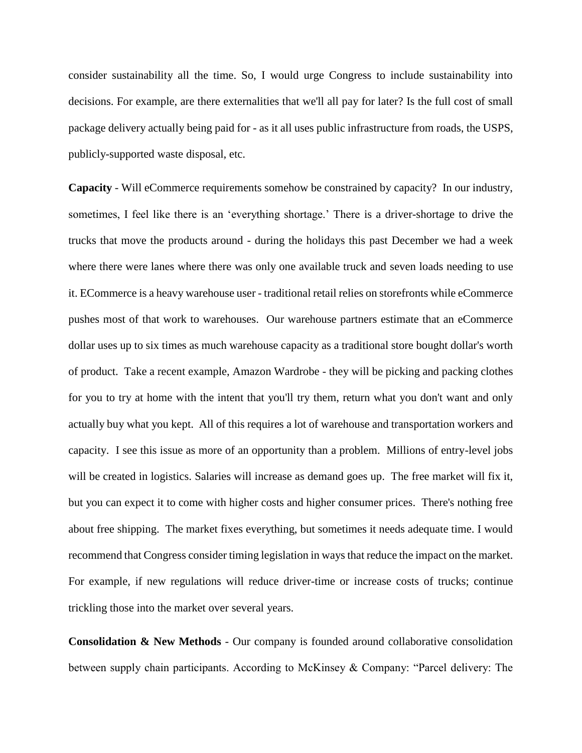consider sustainability all the time. So, I would urge Congress to include sustainability into decisions. For example, are there externalities that we'll all pay for later? Is the full cost of small package delivery actually being paid for - as it all uses public infrastructure from roads, the USPS, publicly-supported waste disposal, etc.

**Capacity** - Will eCommerce requirements somehow be constrained by capacity? In our industry, sometimes, I feel like there is an 'everything shortage.' There is a driver-shortage to drive the trucks that move the products around - during the holidays this past December we had a week where there were lanes where there was only one available truck and seven loads needing to use it. ECommerce is a heavy warehouse user - traditional retail relies on storefronts while eCommerce pushes most of that work to warehouses. Our warehouse partners estimate that an eCommerce dollar uses up to six times as much warehouse capacity as a traditional store bought dollar's worth of product. Take a recent example, Amazon Wardrobe - they will be picking and packing clothes for you to try at home with the intent that you'll try them, return what you don't want and only actually buy what you kept. All of this requires a lot of warehouse and transportation workers and capacity. I see this issue as more of an opportunity than a problem. Millions of entry-level jobs will be created in logistics. Salaries will increase as demand goes up. The free market will fix it, but you can expect it to come with higher costs and higher consumer prices. There's nothing free about free shipping. The market fixes everything, but sometimes it needs adequate time. I would recommend that Congress consider timing legislation in ways that reduce the impact on the market. For example, if new regulations will reduce driver-time or increase costs of trucks; continue trickling those into the market over several years.

**Consolidation & New Methods** - Our company is founded around collaborative consolidation between supply chain participants. According to McKinsey & Company: "Parcel delivery: The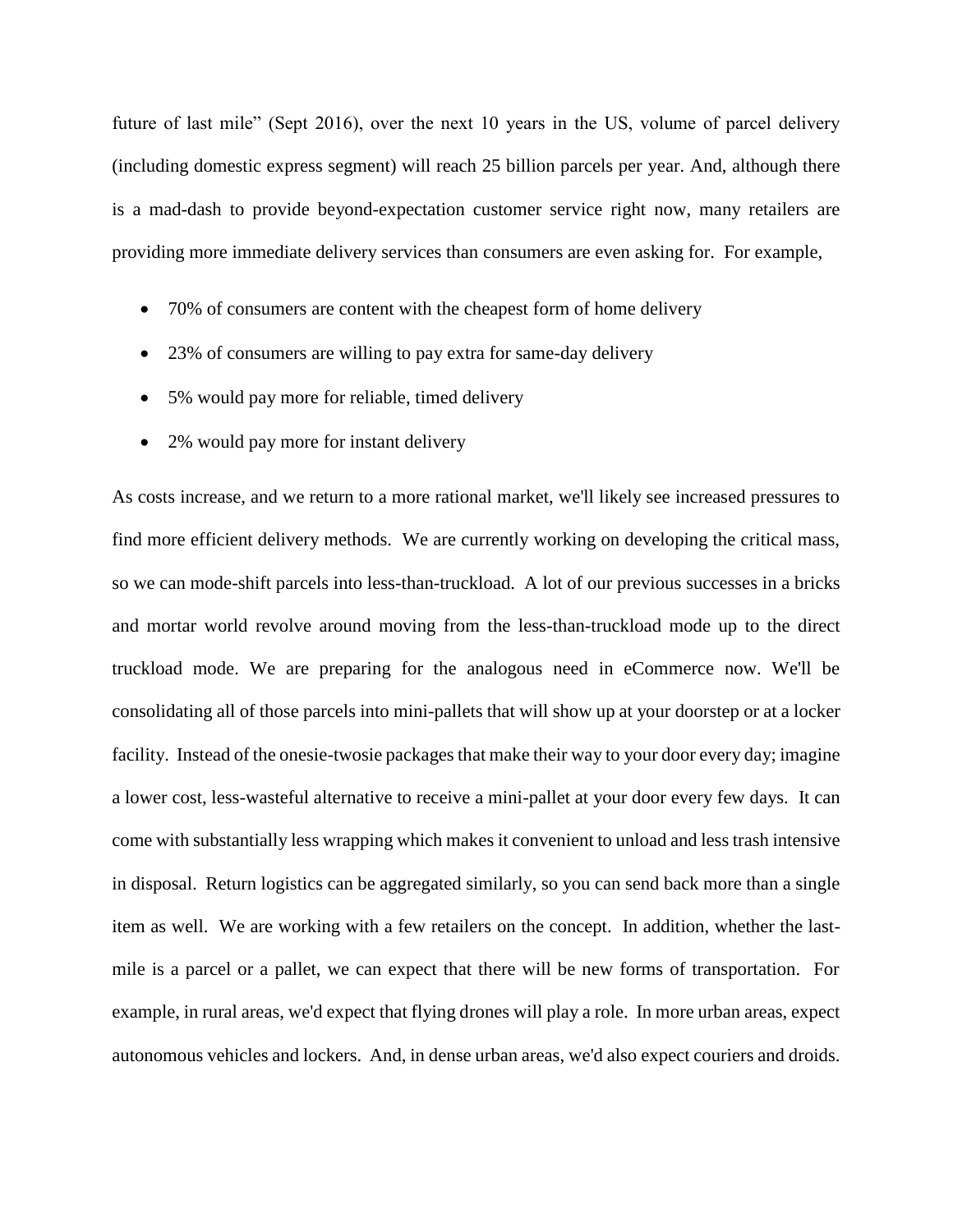future of last mile" (Sept 2016), over the next 10 years in the US, volume of parcel delivery (including domestic express segment) will reach 25 billion parcels per year. And, although there is a mad-dash to provide beyond-expectation customer service right now, many retailers are providing more immediate delivery services than consumers are even asking for. For example,

- 70% of consumers are content with the cheapest form of home delivery
- 23% of consumers are willing to pay extra for same-day delivery
- 5% would pay more for reliable, timed delivery
- 2% would pay more for instant delivery

As costs increase, and we return to a more rational market, we'll likely see increased pressures to find more efficient delivery methods. We are currently working on developing the critical mass, so we can mode-shift parcels into less-than-truckload. A lot of our previous successes in a bricks and mortar world revolve around moving from the less-than-truckload mode up to the direct truckload mode. We are preparing for the analogous need in eCommerce now. We'll be consolidating all of those parcels into mini-pallets that will show up at your doorstep or at a locker facility. Instead of the onesie-twosie packages that make their way to your door every day; imagine a lower cost, less-wasteful alternative to receive a mini-pallet at your door every few days. It can come with substantially less wrapping which makes it convenient to unload and less trash intensive in disposal. Return logistics can be aggregated similarly, so you can send back more than a single item as well. We are working with a few retailers on the concept. In addition, whether the last-mile is a parcel or a pallet, we can expect that there will be new forms of transportation. For example, in rural areas, we'd expect that flying drones will play a role. In more urban areas, expect autonomous vehicles and lockers. And, in dense urban areas, we'd also expect couriers and droids.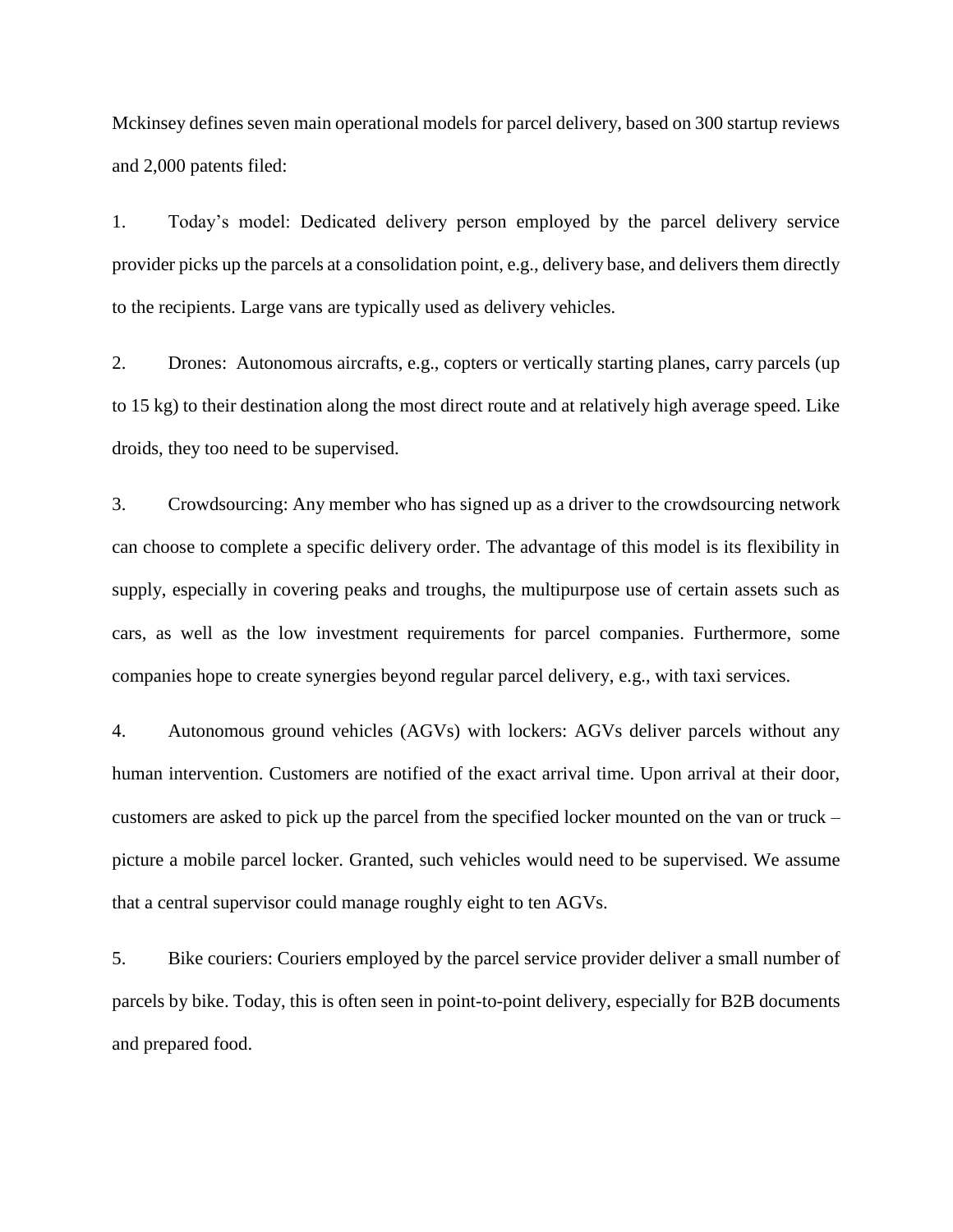Mckinsey defines seven main operational models for parcel delivery, based on 300 startup reviews and 2,000 patents filed:

1. Today's model: Dedicated delivery person employed by the parcel delivery service provider picks up the parcels at a consolidation point, e.g., delivery base, and delivers them directly to the recipients. Large vans are typically used as delivery vehicles.

2. Drones: Autonomous aircrafts, e.g., copters or vertically starting planes, carry parcels (up to 15 kg) to their destination along the most direct route and at relatively high average speed. Like droids, they too need to be supervised.

3. Crowdsourcing: Any member who has signed up as a driver to the crowdsourcing network can choose to complete a specific delivery order. The advantage of this model is its flexibility in supply, especially in covering peaks and troughs, the multipurpose use of certain assets such as cars, as well as the low investment requirements for parcel companies. Furthermore, some companies hope to create synergies beyond regular parcel delivery, e.g., with taxi services.

4. Autonomous ground vehicles (AGVs) with lockers: AGVs deliver parcels without any human intervention. Customers are notified of the exact arrival time. Upon arrival at their door, customers are asked to pick up the parcel from the specified locker mounted on the van or truck – picture a mobile parcel locker. Granted, such vehicles would need to be supervised. We assume that a central supervisor could manage roughly eight to ten AGVs.

5. Bike couriers: Couriers employed by the parcel service provider deliver a small number of parcels by bike. Today, this is often seen in point-to-point delivery, especially for B2B documents and prepared food.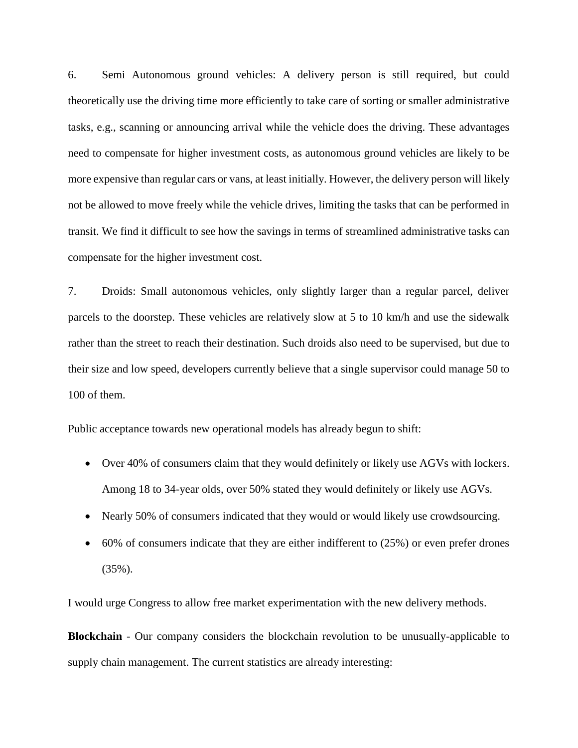6. Semi Autonomous ground vehicles: A delivery person is still required, but could theoretically use the driving time more efficiently to take care of sorting or smaller administrative tasks, e.g., scanning or announcing arrival while the vehicle does the driving. These advantages need to compensate for higher investment costs, as autonomous ground vehicles are likely to be more expensive than regular cars or vans, at least initially. However, the delivery person will likely not be allowed to move freely while the vehicle drives, limiting the tasks that can be performed in transit. We find it difficult to see how the savings in terms of streamlined administrative tasks can compensate for the higher investment cost.

7. Droids: Small autonomous vehicles, only slightly larger than a regular parcel, deliver parcels to the doorstep. These vehicles are relatively slow at 5 to 10 km/h and use the sidewalk rather than the street to reach their destination. Such droids also need to be supervised, but due to their size and low speed, developers currently believe that a single supervisor could manage 50 to 100 of them.

Public acceptance towards new operational models has already begun to shift:

- Over 40% of consumers claim that they would definitely or likely use AGVs with lockers. Among 18 to 34-year olds, over 50% stated they would definitely or likely use AGVs.
- Nearly 50% of consumers indicated that they would or would likely use crowdsourcing.
- 60% of consumers indicate that they are either indifferent to (25%) or even prefer drones (35%).

I would urge Congress to allow free market experimentation with the new delivery methods.

**Blockchain** - Our company considers the blockchain revolution to be unusually-applicable to supply chain management. The current statistics are already interesting: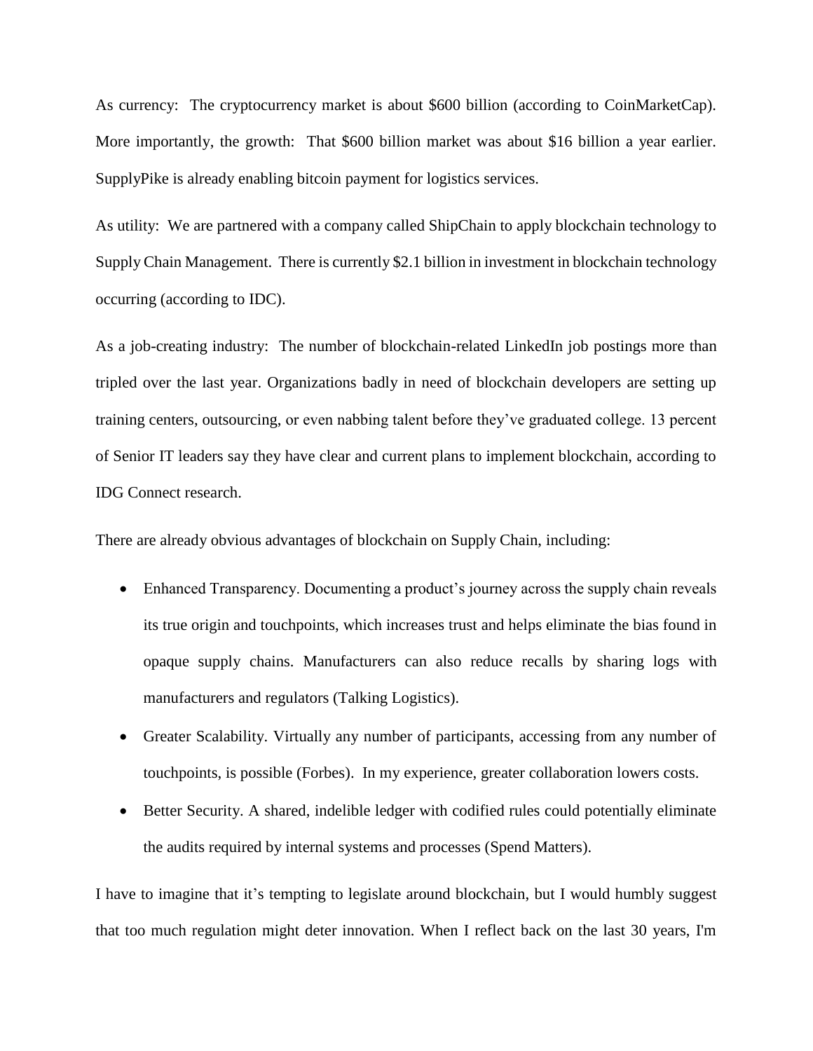As currency: The cryptocurrency market is about $600 billion (according to CoinMarketCap). More importantly, the growth: That $600 billion market was about $16 billion a year earlier. SupplyPike is already enabling bitcoin payment for logistics services.

As utility: We are partnered with a company called ShipChain to apply blockchain technology to Supply Chain Management. There is currently $2.1 billion in investment in blockchain technology occurring (according to IDC).

As a job-creating industry: The number of blockchain-related LinkedIn job postings more than tripled over the last year. Organizations badly in need of blockchain developers are setting up training centers, outsourcing, or even nabbing talent before they've graduated college. 13 percent of Senior IT leaders say they have clear and current plans to implement blockchain, according to IDG Connect research.

There are already obvious advantages of blockchain on Supply Chain, including:

- Enhanced Transparency. Documenting a product's journey across the supply chain reveals its true origin and touchpoints, which increases trust and helps eliminate the bias found in opaque supply chains. Manufacturers can also reduce recalls by sharing logs with manufacturers and regulators (Talking Logistics).
- Greater Scalability. Virtually any number of participants, accessing from any number of touchpoints, is possible (Forbes). In my experience, greater collaboration lowers costs.
- Better Security. A shared, indelible ledger with codified rules could potentially eliminate the audits required by internal systems and processes (Spend Matters).

I have to imagine that it's tempting to legislate around blockchain, but I would humbly suggest that too much regulation might deter innovation. When I reflect back on the last 30 years, I'm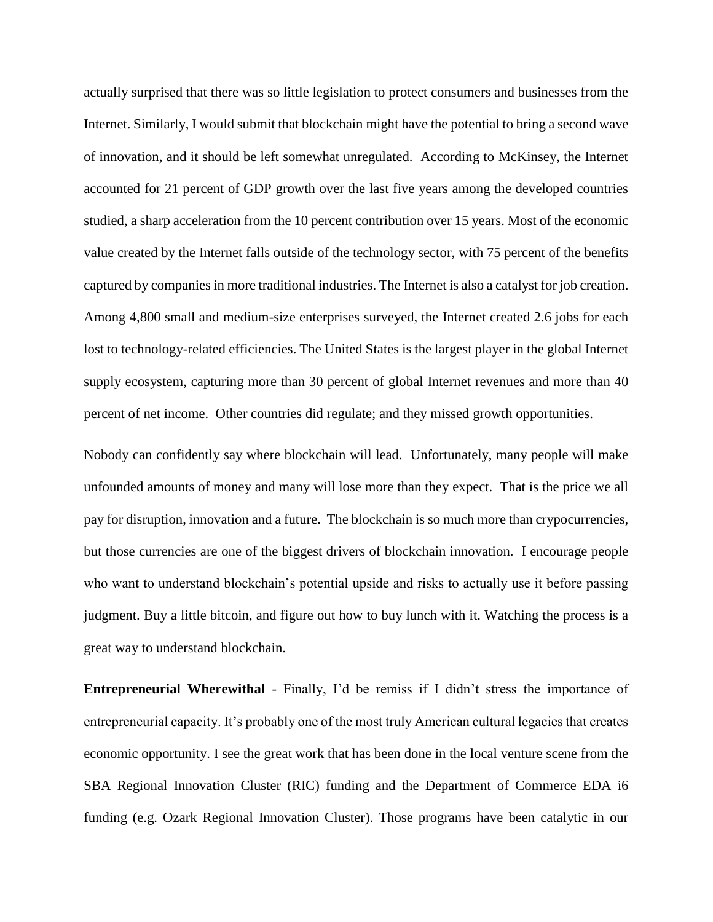actually surprised that there was so little legislation to protect consumers and businesses from the Internet. Similarly, I would submit that blockchain might have the potential to bring a second wave of innovation, and it should be left somewhat unregulated. According to McKinsey, the Internet accounted for 21 percent of GDP growth over the last five years among the developed countries studied, a sharp acceleration from the 10 percent contribution over 15 years. Most of the economic value created by the Internet falls outside of the technology sector, with 75 percent of the benefits captured by companies in more traditional industries. The Internet is also a catalyst for job creation. Among 4,800 small and medium-size enterprises surveyed, the Internet created 2.6 jobs for each lost to technology-related efficiencies. The United States is the largest player in the global Internet supply ecosystem, capturing more than 30 percent of global Internet revenues and more than 40 percent of net income. Other countries did regulate; and they missed growth opportunities.

Nobody can confidently say where blockchain will lead. Unfortunately, many people will make unfounded amounts of money and many will lose more than they expect. That is the price we all pay for disruption, innovation and a future. The blockchain is so much more than crypocurrencies, but those currencies are one of the biggest drivers of blockchain innovation. I encourage people who want to understand blockchain's potential upside and risks to actually use it before passing judgment. Buy a little bitcoin, and figure out how to buy lunch with it. Watching the process is a great way to understand blockchain.

**Entrepreneurial Wherewithal** - Finally, I'd be remiss if I didn't stress the importance of entrepreneurial capacity. It's probably one of the most truly American cultural legacies that creates economic opportunity. I see the great work that has been done in the local venture scene from the SBA Regional Innovation Cluster (RIC) funding and the Department of Commerce EDA i6 funding (e.g. Ozark Regional Innovation Cluster). Those programs have been catalytic in our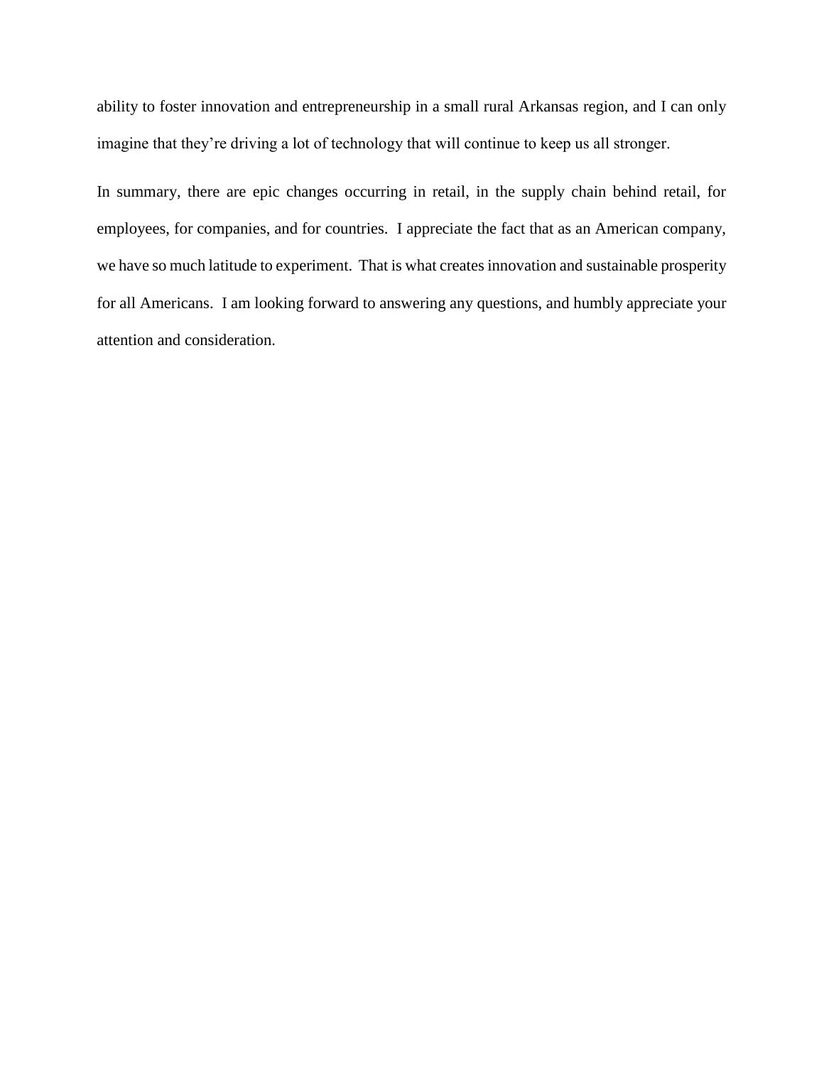ability to foster innovation and entrepreneurship in a small rural Arkansas region, and I can only imagine that they're driving a lot of technology that will continue to keep us all stronger.

In summary, there are epic changes occurring in retail, in the supply chain behind retail, for employees, for companies, and for countries. I appreciate the fact that as an American company, we have so much latitude to experiment. That is what creates innovation and sustainable prosperity for all Americans. I am looking forward to answering any questions, and humbly appreciate your attention and consideration.